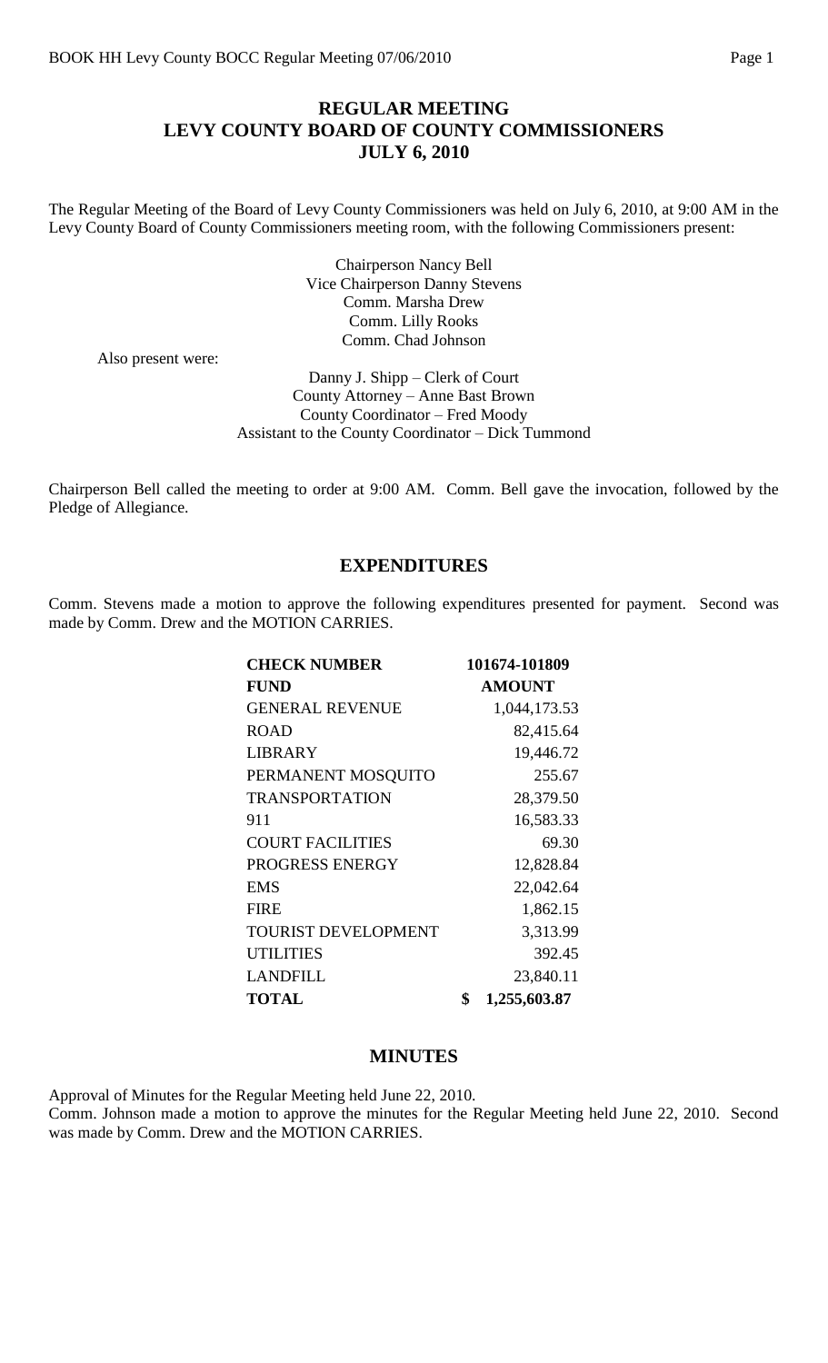# REGULAR MEETING
# LEVY COUNTY BOARD OF COUNTY COMMISSIONERS
# JULY 6, 2010

The Regular Meeting of the Board of Levy County Commissioners was held on July 6, 2010, at 9:00 AM in the Levy County Board of County Commissioners meeting room, with the following Commissioners present:

Chairperson Nancy Bell
Vice Chairperson Danny Stevens
Comm. Marsha Drew
Comm. Lilly Rooks
Comm. Chad Johnson

Also present were:

Danny J. Shipp – Clerk of Court
County Attorney – Anne Bast Brown
County Coordinator – Fred Moody
Assistant to the County Coordinator – Dick Tummond

Chairperson Bell called the meeting to order at 9:00 AM. Comm. Bell gave the invocation, followed by the Pledge of Allegiance.

## EXPENDITURES

Comm. Stevens made a motion to approve the following expenditures presented for payment. Second was made by Comm. Drew and the MOTION CARRIES.

| **CHECK NUMBER** | **101674-101809** |
|---|---|
| **FUND** | **AMOUNT** |
| GENERAL REVENUE | 1,044,173.53 |
| ROAD | 82,415.64 |
| LIBRARY | 19,446.72 |
| PERMANENT MOSQUITO | 255.67 |
| TRANSPORTATION | 28,379.50 |
| 911 | 16,583.33 |
| COURT FACILITIES | 69.30 |
| PROGRESS ENERGY | 12,828.84 |
| EMS | 22,042.64 |
| FIRE | 1,862.15 |
| TOURIST DEVELOPMENT | 3,313.99 |
| UTILITIES | 392.45 |
| LANDFILL | 23,840.11 |
| **TOTAL** | **$ 1,255,603.87** |

## MINUTES

Approval of Minutes for the Regular Meeting held June 22, 2010.
Comm. Johnson made a motion to approve the minutes for the Regular Meeting held June 22, 2010. Second was made by Comm. Drew and the MOTION CARRIES.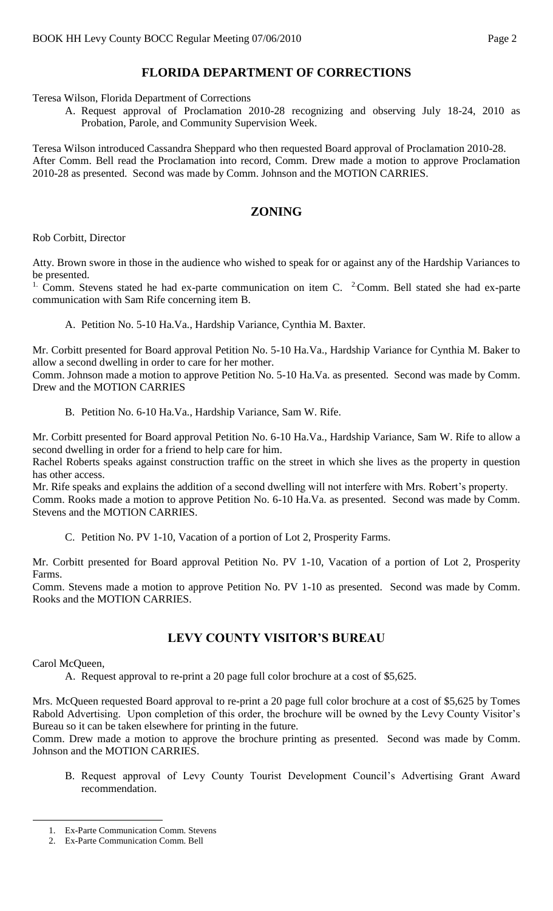## FLORIDA DEPARTMENT OF CORRECTIONS

Teresa Wilson, Florida Department of Corrections

A. Request approval of Proclamation 2010-28 recognizing and observing July 18-24, 2010 as Probation, Parole, and Community Supervision Week.

Teresa Wilson introduced Cassandra Sheppard who then requested Board approval of Proclamation 2010-28. After Comm. Bell read the Proclamation into record, Comm. Drew made a motion to approve Proclamation 2010-28 as presented. Second was made by Comm. Johnson and the MOTION CARRIES.

## ZONING

Rob Corbitt, Director

Atty. Brown swore in those in the audience who wished to speak for or against any of the Hardship Variances to be presented.

[1.] Comm. Stevens stated he had ex-parte communication on item C. [2.]Comm. Bell stated she had ex-parte communication with Sam Rife concerning item B.

A. Petition No. 5-10 Ha.Va., Hardship Variance, Cynthia M. Baxter.

Mr. Corbitt presented for Board approval Petition No. 5-10 Ha.Va., Hardship Variance for Cynthia M. Baker to allow a second dwelling in order to care for her mother.

Comm. Johnson made a motion to approve Petition No. 5-10 Ha.Va. as presented. Second was made by Comm. Drew and the MOTION CARRIES

B. Petition No. 6-10 Ha.Va., Hardship Variance, Sam W. Rife.

Mr. Corbitt presented for Board approval Petition No. 6-10 Ha.Va., Hardship Variance, Sam W. Rife to allow a second dwelling in order for a friend to help care for him.

Rachel Roberts speaks against construction traffic on the street in which she lives as the property in question has other access.

Mr. Rife speaks and explains the addition of a second dwelling will not interfere with Mrs. Robert's property.

Comm. Rooks made a motion to approve Petition No. 6-10 Ha.Va. as presented. Second was made by Comm. Stevens and the MOTION CARRIES.

C. Petition No. PV 1-10, Vacation of a portion of Lot 2, Prosperity Farms.

Mr. Corbitt presented for Board approval Petition No. PV 1-10, Vacation of a portion of Lot 2, Prosperity Farms.

Comm. Stevens made a motion to approve Petition No. PV 1-10 as presented. Second was made by Comm. Rooks and the MOTION CARRIES.

## LEVY COUNTY VISITOR'S BUREAU

Carol McQueen,

A. Request approval to re-print a 20 page full color brochure at a cost of $5,625.

Mrs. McQueen requested Board approval to re-print a 20 page full color brochure at a cost of $5,625 by Tomes Rabold Advertising. Upon completion of this order, the brochure will be owned by the Levy County Visitor's Bureau so it can be taken elsewhere for printing in the future.

Comm. Drew made a motion to approve the brochure printing as presented. Second was made by Comm. Johnson and the MOTION CARRIES.

B. Request approval of Levy County Tourist Development Council's Advertising Grant Award recommendation.

---

1. Ex-Parte Communication Comm. Stevens
2. Ex-Parte Communication Comm. Bell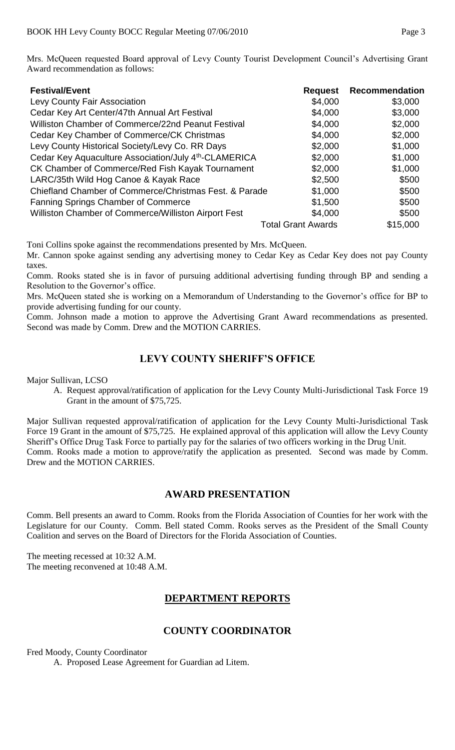Mrs. McQueen requested Board approval of Levy County Tourist Development Council's Advertising Grant Award recommendation as follows:

| Festival/Event | Request | Recommendation |
|---|---|---|
| Levy County Fair Association | $4,000 | $3,000 |
| Cedar Key Art Center/47th Annual Art Festival | $4,000 | $3,000 |
| Williston Chamber of Commerce/22nd Peanut Festival | $4,000 | $2,000 |
| Cedar Key Chamber of Commerce/CK Christmas | $4,000 | $2,000 |
| Levy County Historical Society/Levy Co. RR Days | $2,000 | $1,000 |
| Cedar Key Aquaculture Association/July 4th-CLAMERICA | $2,000 | $1,000 |
| CK Chamber of Commerce/Red Fish Kayak Tournament | $2,000 | $1,000 |
| LARC/35th Wild Hog Canoe & Kayak Race | $2,500 | $500 |
| Chiefland Chamber of Commerce/Christmas Fest. & Parade | $1,000 | $500 |
| Fanning Springs Chamber of Commerce | $1,500 | $500 |
| Williston Chamber of Commerce/Williston Airport Fest | $4,000 | $500 |
| | Total Grant Awards | $15,000 |

Toni Collins spoke against the recommendations presented by Mrs. McQueen.

Mr. Cannon spoke against sending any advertising money to Cedar Key as Cedar Key does not pay County taxes.

Comm. Rooks stated she is in favor of pursuing additional advertising funding through BP and sending a Resolution to the Governor's office.

Mrs. McQueen stated she is working on a Memorandum of Understanding to the Governor's office for BP to provide advertising funding for our county.

Comm. Johnson made a motion to approve the Advertising Grant Award recommendations as presented. Second was made by Comm. Drew and the MOTION CARRIES.

## LEVY COUNTY SHERIFF'S OFFICE

Major Sullivan, LCSO

A. Request approval/ratification of application for the Levy County Multi-Jurisdictional Task Force 19 Grant in the amount of $75,725.

Major Sullivan requested approval/ratification of application for the Levy County Multi-Jurisdictional Task Force 19 Grant in the amount of $75,725. He explained approval of this application will allow the Levy County Sheriff's Office Drug Task Force to partially pay for the salaries of two officers working in the Drug Unit.

Comm. Rooks made a motion to approve/ratify the application as presented. Second was made by Comm. Drew and the MOTION CARRIES.

## AWARD PRESENTATION

Comm. Bell presents an award to Comm. Rooks from the Florida Association of Counties for her work with the Legislature for our County. Comm. Bell stated Comm. Rooks serves as the President of the Small County Coalition and serves on the Board of Directors for the Florida Association of Counties.

The meeting recessed at 10:32 A.M.
The meeting reconvened at 10:48 A.M.

## DEPARTMENT REPORTS

## COUNTY COORDINATOR

Fred Moody, County Coordinator

A. Proposed Lease Agreement for Guardian ad Litem.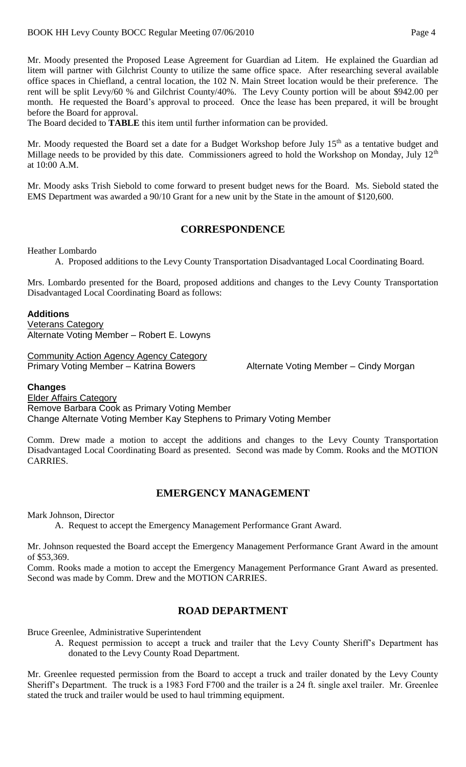Mr. Moody presented the Proposed Lease Agreement for Guardian ad Litem. He explained the Guardian ad litem will partner with Gilchrist County to utilize the same office space. After researching several available office spaces in Chiefland, a central location, the 102 N. Main Street location would be their preference. The rent will be split Levy/60 % and Gilchrist County/40%. The Levy County portion will be about $942.00 per month. He requested the Board's approval to proceed. Once the lease has been prepared, it will be brought before the Board for approval.

The Board decided to **TABLE** this item until further information can be provided.

Mr. Moody requested the Board set a date for a Budget Workshop before July 15th as a tentative budget and Millage needs to be provided by this date. Commissioners agreed to hold the Workshop on Monday, July 12th at 10:00 A.M.

Mr. Moody asks Trish Siebold to come forward to present budget news for the Board. Ms. Siebold stated the EMS Department was awarded a 90/10 Grant for a new unit by the State in the amount of $120,600.

## CORRESPONDENCE

Heather Lombardo

A. Proposed additions to the Levy County Transportation Disadvantaged Local Coordinating Board.

Mrs. Lombardo presented for the Board, proposed additions and changes to the Levy County Transportation Disadvantaged Local Coordinating Board as follows:

**Additions**

Veterans Category
Alternate Voting Member – Robert E. Lowyns

Community Action Agency Agency Category
Primary Voting Member – Katrina Bowers    Alternate Voting Member – Cindy Morgan

**Changes**

Elder Affairs Category
Remove Barbara Cook as Primary Voting Member
Change Alternate Voting Member Kay Stephens to Primary Voting Member

Comm. Drew made a motion to accept the additions and changes to the Levy County Transportation Disadvantaged Local Coordinating Board as presented. Second was made by Comm. Rooks and the MOTION CARRIES.

## EMERGENCY MANAGEMENT

Mark Johnson, Director

A. Request to accept the Emergency Management Performance Grant Award.

Mr. Johnson requested the Board accept the Emergency Management Performance Grant Award in the amount of $53,369.

Comm. Rooks made a motion to accept the Emergency Management Performance Grant Award as presented. Second was made by Comm. Drew and the MOTION CARRIES.

## ROAD DEPARTMENT

Bruce Greenlee, Administrative Superintendent

A. Request permission to accept a truck and trailer that the Levy County Sheriff's Department has donated to the Levy County Road Department.

Mr. Greenlee requested permission from the Board to accept a truck and trailer donated by the Levy County Sheriff's Department. The truck is a 1983 Ford F700 and the trailer is a 24 ft. single axel trailer. Mr. Greenlee stated the truck and trailer would be used to haul trimming equipment.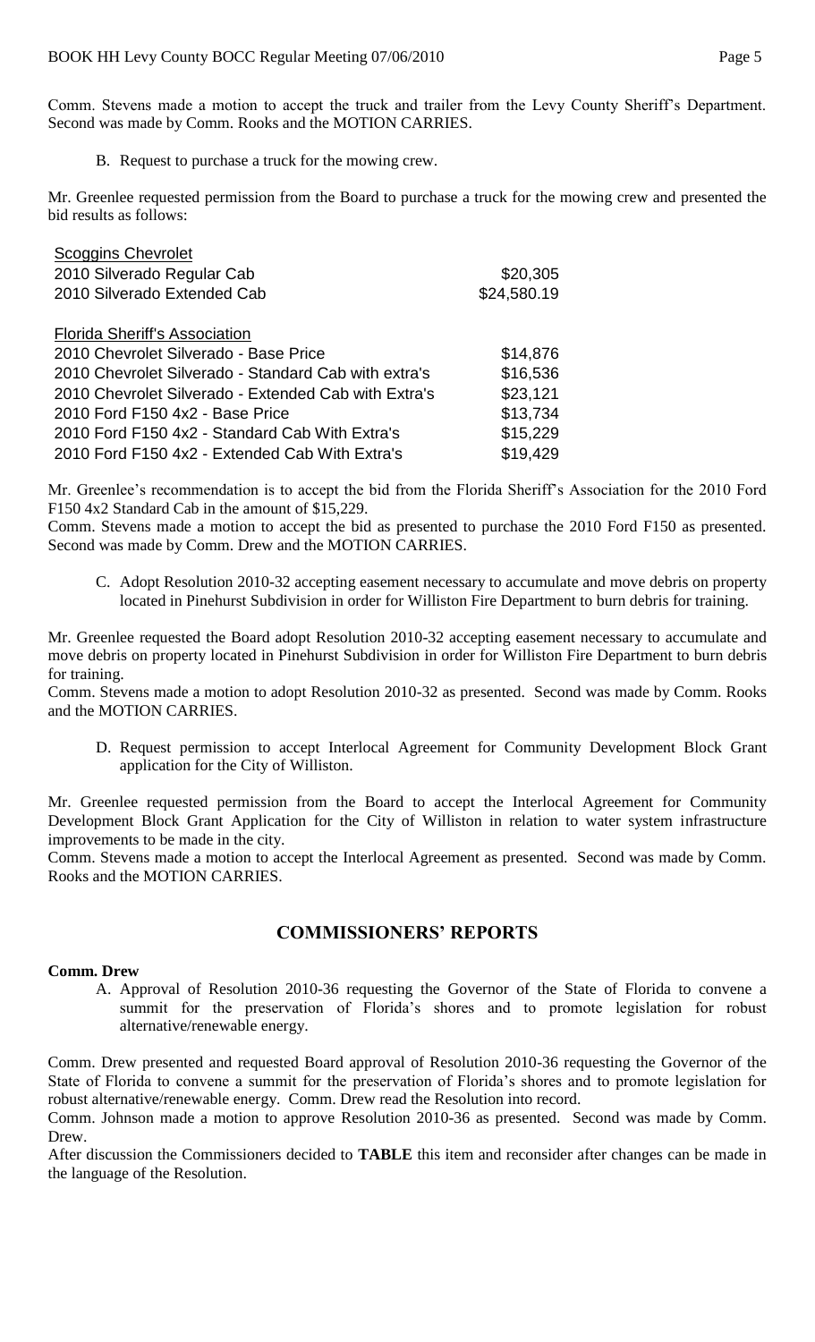Comm. Stevens made a motion to accept the truck and trailer from the Levy County Sheriff's Department. Second was made by Comm. Rooks and the MOTION CARRIES.

B. Request to purchase a truck for the mowing crew.

Mr. Greenlee requested permission from the Board to purchase a truck for the mowing crew and presented the bid results as follows:

| Scoggins Chevrolet | |
|---|---|
| 2010 Silverado Regular Cab | $20,305 |
| 2010 Silverado Extended Cab | $24,580.19 |
| | |
| Florida Sheriff's Association | |
| 2010 Chevrolet Silverado - Base Price | $14,876 |
| 2010 Chevrolet Silverado - Standard Cab with extra's | $16,536 |
| 2010 Chevrolet Silverado - Extended Cab with Extra's | $23,121 |
| 2010 Ford F150 4x2 - Base Price | $13,734 |
| 2010 Ford F150 4x2 - Standard Cab With Extra's | $15,229 |
| 2010 Ford F150 4x2 - Extended Cab With Extra's | $19,429 |

Mr. Greenlee's recommendation is to accept the bid from the Florida Sheriff's Association for the 2010 Ford F150 4x2 Standard Cab in the amount of $15,229.

Comm. Stevens made a motion to accept the bid as presented to purchase the 2010 Ford F150 as presented. Second was made by Comm. Drew and the MOTION CARRIES.

C. Adopt Resolution 2010-32 accepting easement necessary to accumulate and move debris on property located in Pinehurst Subdivision in order for Williston Fire Department to burn debris for training.

Mr. Greenlee requested the Board adopt Resolution 2010-32 accepting easement necessary to accumulate and move debris on property located in Pinehurst Subdivision in order for Williston Fire Department to burn debris for training.

Comm. Stevens made a motion to adopt Resolution 2010-32 as presented. Second was made by Comm. Rooks and the MOTION CARRIES.

D. Request permission to accept Interlocal Agreement for Community Development Block Grant application for the City of Williston.

Mr. Greenlee requested permission from the Board to accept the Interlocal Agreement for Community Development Block Grant Application for the City of Williston in relation to water system infrastructure improvements to be made in the city.

Comm. Stevens made a motion to accept the Interlocal Agreement as presented. Second was made by Comm. Rooks and the MOTION CARRIES.

## COMMISSIONERS' REPORTS

**Comm. Drew**

A. Approval of Resolution 2010-36 requesting the Governor of the State of Florida to convene a summit for the preservation of Florida's shores and to promote legislation for robust alternative/renewable energy.

Comm. Drew presented and requested Board approval of Resolution 2010-36 requesting the Governor of the State of Florida to convene a summit for the preservation of Florida's shores and to promote legislation for robust alternative/renewable energy. Comm. Drew read the Resolution into record.

Comm. Johnson made a motion to approve Resolution 2010-36 as presented. Second was made by Comm. Drew.

After discussion the Commissioners decided to **TABLE** this item and reconsider after changes can be made in the language of the Resolution.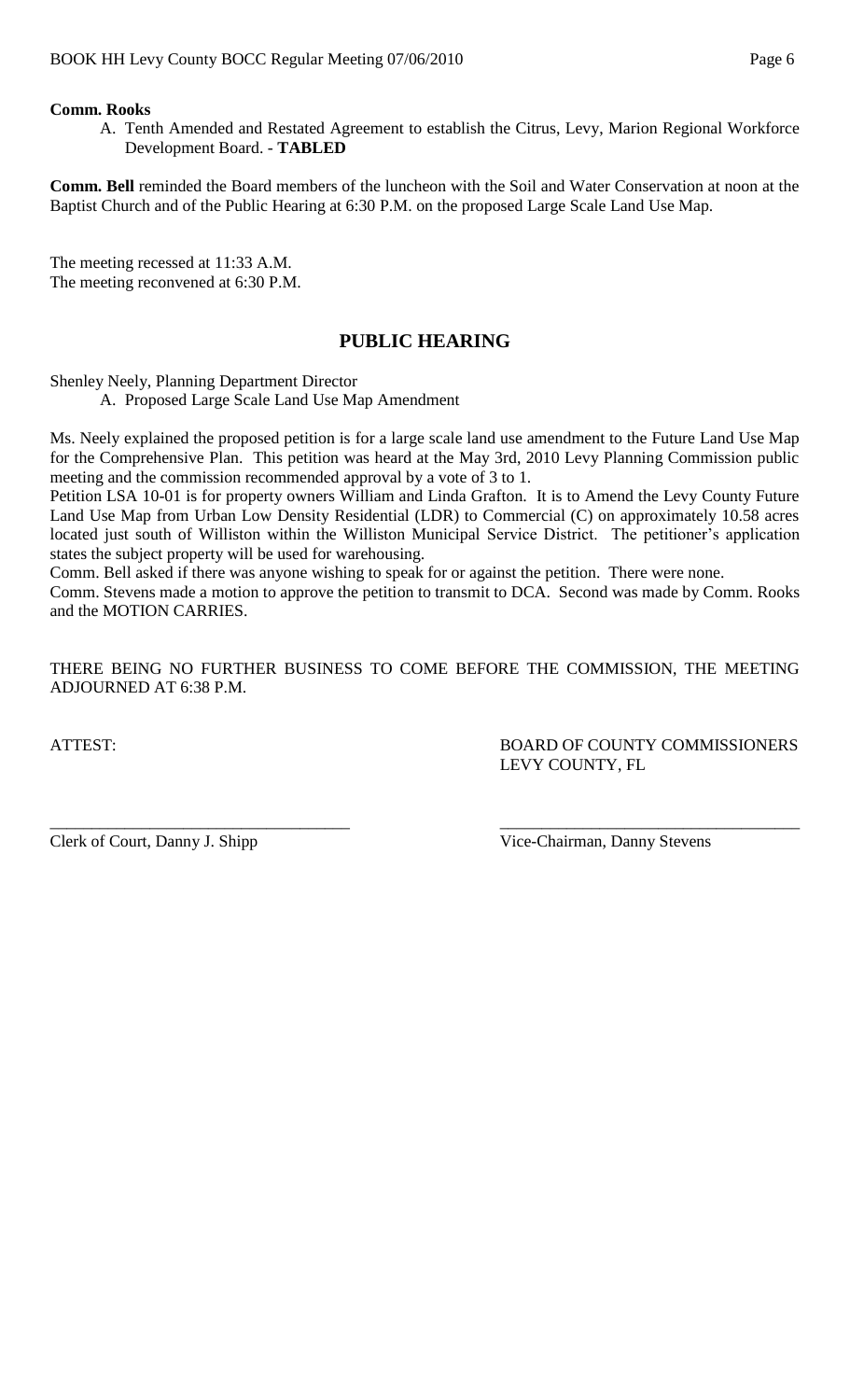**Comm. Rooks**

A. Tenth Amended and Restated Agreement to establish the Citrus, Levy, Marion Regional Workforce Development Board. - **TABLED**

**Comm. Bell** reminded the Board members of the luncheon with the Soil and Water Conservation at noon at the Baptist Church and of the Public Hearing at 6:30 P.M. on the proposed Large Scale Land Use Map.

The meeting recessed at 11:33 A.M.
The meeting reconvened at 6:30 P.M.

## PUBLIC HEARING

Shenley Neely, Planning Department Director

A. Proposed Large Scale Land Use Map Amendment

Ms. Neely explained the proposed petition is for a large scale land use amendment to the Future Land Use Map for the Comprehensive Plan. This petition was heard at the May 3rd, 2010 Levy Planning Commission public meeting and the commission recommended approval by a vote of 3 to 1.

Petition LSA 10-01 is for property owners William and Linda Grafton. It is to Amend the Levy County Future Land Use Map from Urban Low Density Residential (LDR) to Commercial (C) on approximately 10.58 acres located just south of Williston within the Williston Municipal Service District. The petitioner's application states the subject property will be used for warehousing.

Comm. Bell asked if there was anyone wishing to speak for or against the petition. There were none.

Comm. Stevens made a motion to approve the petition to transmit to DCA. Second was made by Comm. Rooks and the MOTION CARRIES.

THERE BEING NO FURTHER BUSINESS TO COME BEFORE THE COMMISSION, THE MEETING ADJOURNED AT 6:38 P.M.

ATTEST: BOARD OF COUNTY COMMISSIONERS LEVY COUNTY, FL

\_\_\_\_\_\_\_\_\_\_\_\_\_\_\_\_\_\_\_\_\_\_\_\_\_\_\_\_\_\_\_\_\_\_\_\_ \_\_\_\_\_\_\_\_\_\_\_\_\_\_\_\_\_\_\_\_\_\_\_\_\_\_\_\_\_\_\_\_\_\_\_\_

Clerk of Court, Danny J. Shipp Vice-Chairman, Danny Stevens